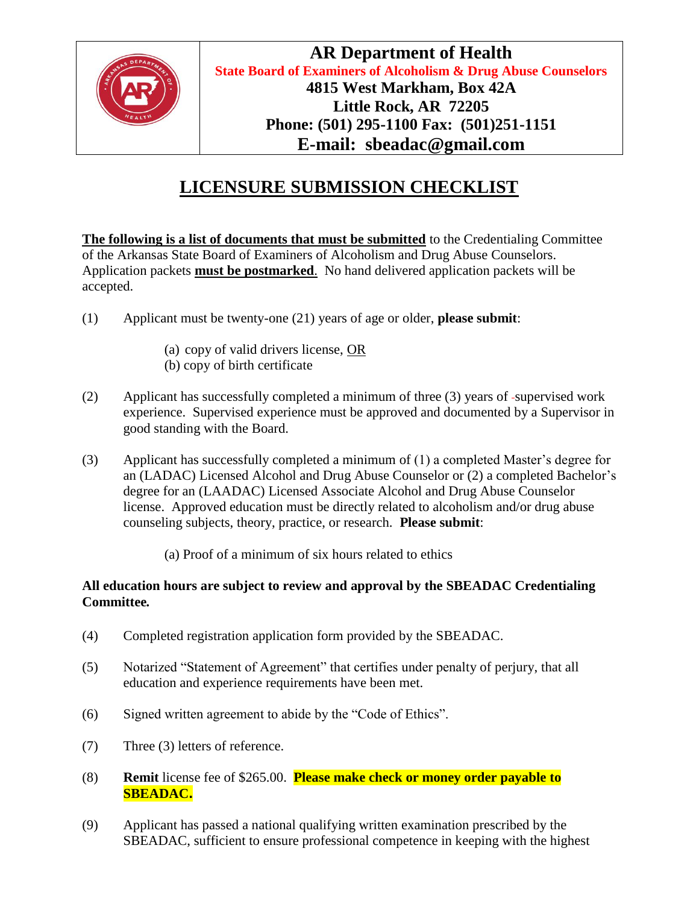**AR Department of Health**

**State Board of Examiners of Alcoholism & Drug Abuse Counselors**

**4815 West Markham, Box 42A**

**Little Rock, AR 72205**

**Phone: (501) 295-1100 Fax: (501)251-1151**

**E-mail: sbeadac@gmail.com**

# LICENSURE SUBMISSION CHECKLIST

**The following is a list of documents that must be submitted** to the Credentialing Committee of the Arkansas State Board of Examiners of Alcoholism and Drug Abuse Counselors. Application packets **must be postmarked**. No hand delivered application packets will be accepted.

(1) Applicant must be twenty-one (21) years of age or older, **please submit**:

- (a) copy of valid drivers license, OR
- (b) copy of birth certificate

(2) Applicant has successfully completed a minimum of three (3) years of supervised work experience. Supervised experience must be approved and documented by a Supervisor in good standing with the Board.

(3) Applicant has successfully completed a minimum of (1) a completed Master's degree for an (LADAC) Licensed Alcohol and Drug Abuse Counselor or (2) a completed Bachelor's degree for an (LAADAC) Licensed Associate Alcohol and Drug Abuse Counselor license. Approved education must be directly related to alcoholism and/or drug abuse counseling subjects, theory, practice, or research. **Please submit**:

- (a) Proof of a minimum of six hours related to ethics

**All education hours are subject to review and approval by the SBEADAC Credentialing Committee.**

(4) Completed registration application form provided by the SBEADAC.

(5) Notarized "Statement of Agreement" that certifies under penalty of perjury, that all education and experience requirements have been met.

(6) Signed written agreement to abide by the "Code of Ethics".

(7) Three (3) letters of reference.

(8) **Remit** license fee of $265.00. **Please make check or money order payable to SBEADAC.**

(9) Applicant has passed a national qualifying written examination prescribed by the SBEADAC, sufficient to ensure professional competence in keeping with the highest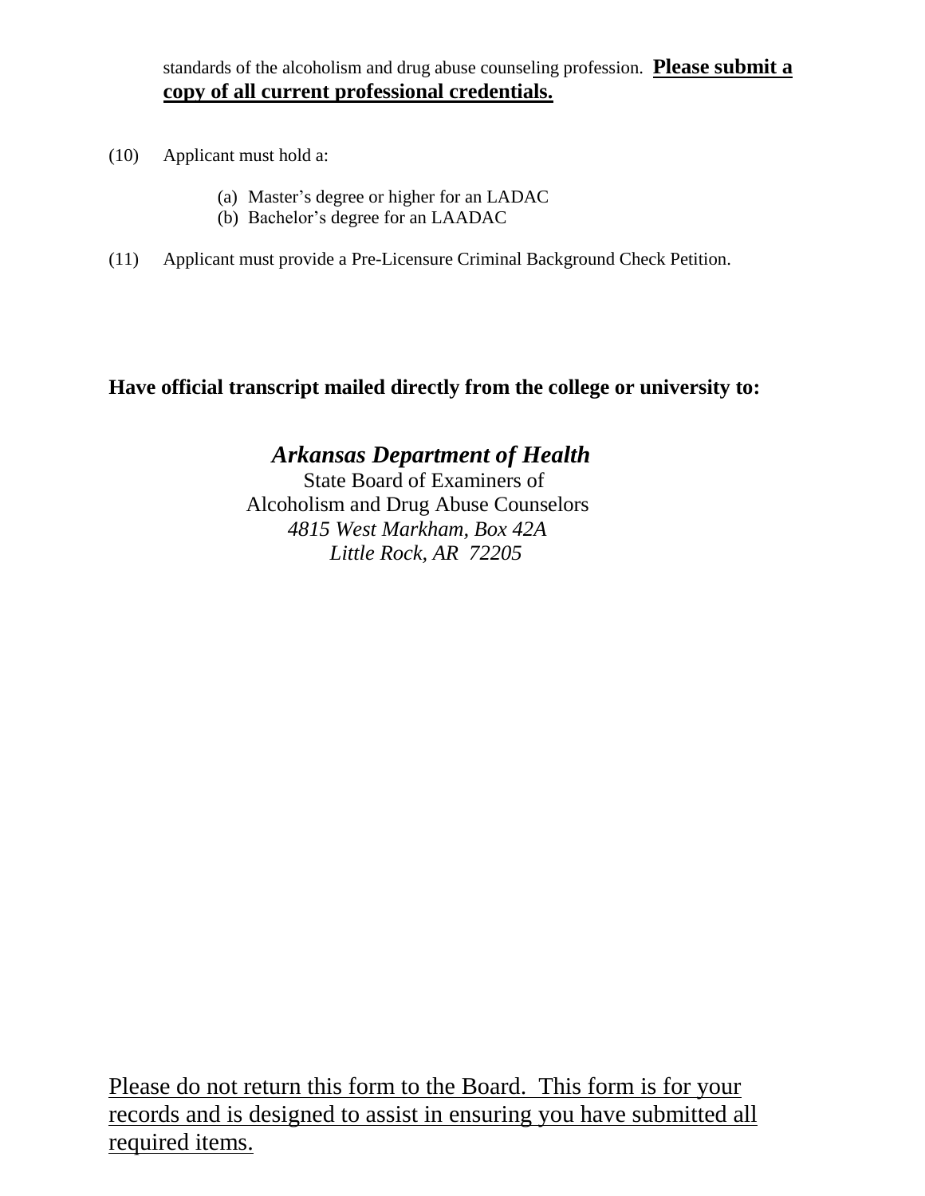standards of the alcoholism and drug abuse counseling profession. **Please submit a copy of all current professional credentials.**

(10) Applicant must hold a:

(a) Master's degree or higher for an LADAC
(b) Bachelor's degree for an LAADAC

(11) Applicant must provide a Pre-Licensure Criminal Background Check Petition.

**Have official transcript mailed directly from the college or university to:**

***Arkansas Department of Health***
State Board of Examiners of
Alcoholism and Drug Abuse Counselors
*4815 West Markham, Box 42A*
*Little Rock, AR 72205*

Please do not return this form to the Board. This form is for your records and is designed to assist in ensuring you have submitted all required items.